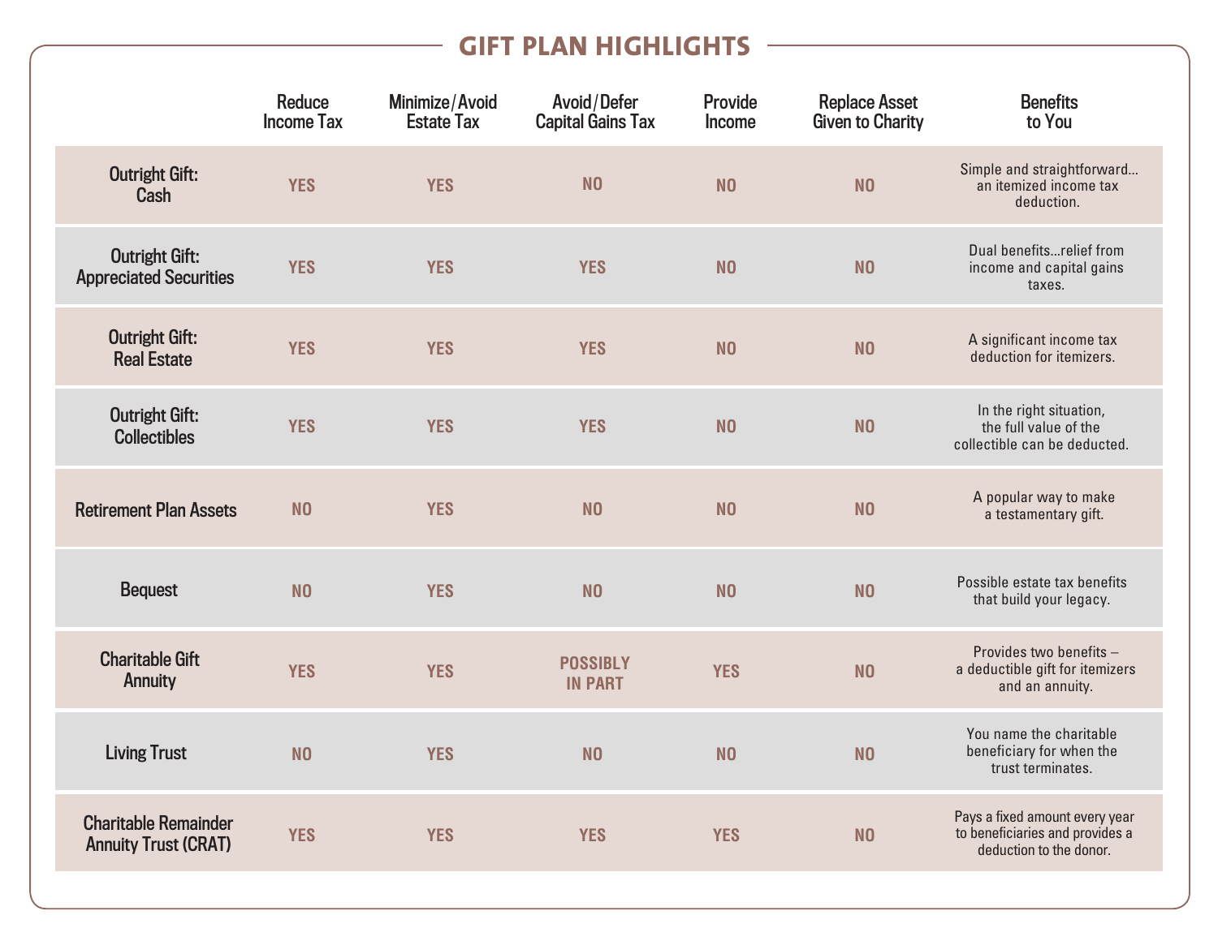# GIFT PLAN HIGHLIGHTS

| | Reduce Income Tax | Minimize/Avoid Estate Tax | Avoid/Defer Capital Gains Tax | Provide Income | Replace Asset Given to Charity | Benefits to You |
|---|---|---|---|---|---|---|
| Outright Gift: Cash | YES | YES | NO | NO | NO | Simple and straightforward... an itemized income tax deduction. |
| Outright Gift: Appreciated Securities | YES | YES | YES | NO | NO | Dual benefits...relief from income and capital gains taxes. |
| Outright Gift: Real Estate | YES | YES | YES | NO | NO | A significant income tax deduction for itemizers. |
| Outright Gift: Collectibles | YES | YES | YES | NO | NO | In the right situation, the full value of the collectible can be deducted. |
| Retirement Plan Assets | NO | YES | NO | NO | NO | A popular way to make a testamentary gift. |
| Bequest | NO | YES | NO | NO | NO | Possible estate tax benefits that build your legacy. |
| Charitable Gift Annuity | YES | YES | POSSIBLY IN PART | YES | NO | Provides two benefits – a deductible gift for itemizers and an annuity. |
| Living Trust | NO | YES | NO | NO | NO | You name the charitable beneficiary for when the trust terminates. |
| Charitable Remainder Annuity Trust (CRAT) | YES | YES | YES | YES | NO | Pays a fixed amount every year to beneficiaries and provides a deduction to the donor. |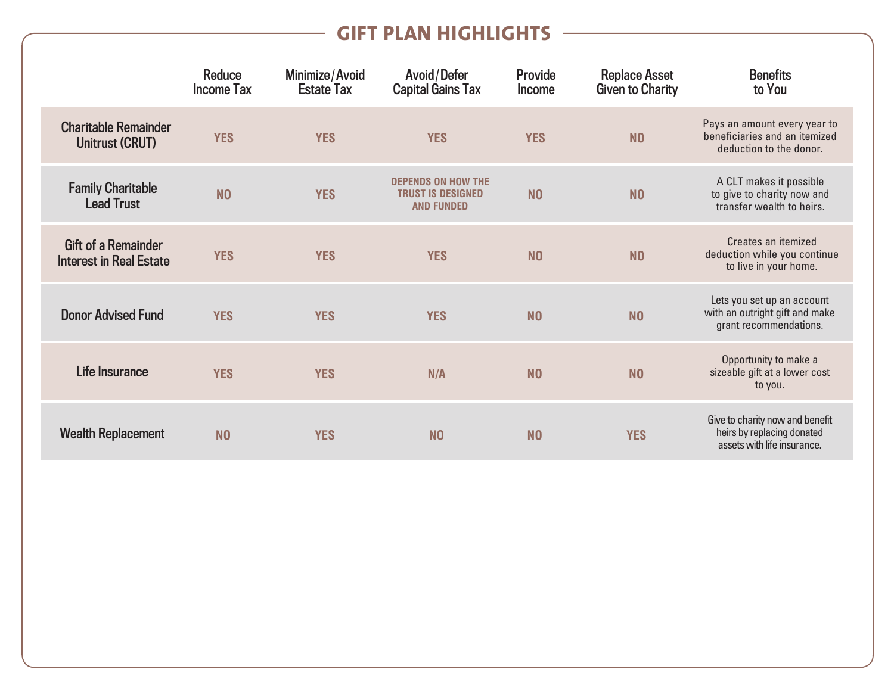## GIFT PLAN HIGHLIGHTS

| | Reduce Income Tax | Minimize/Avoid Estate Tax | Avoid/Defer Capital Gains Tax | Provide Income | Replace Asset Given to Charity | Benefits to You |
|---|---|---|---|---|---|---|
| Charitable Remainder Unitrust (CRUT) | YES | YES | YES | YES | NO | Pays an amount every year to beneficiaries and an itemized deduction to the donor. |
| Family Charitable Lead Trust | NO | YES | DEPENDS ON HOW THE TRUST IS DESIGNED AND FUNDED | NO | NO | A CLT makes it possible to give to charity now and transfer wealth to heirs. |
| Gift of a Remainder Interest in Real Estate | YES | YES | YES | NO | NO | Creates an itemized deduction while you continue to live in your home. |
| Donor Advised Fund | YES | YES | YES | NO | NO | Lets you set up an account with an outright gift and make grant recommendations. |
| Life Insurance | YES | YES | N/A | NO | NO | Opportunity to make a sizeable gift at a lower cost to you. |
| Wealth Replacement | NO | YES | NO | NO | YES | Give to charity now and benefit heirs by replacing donated assets with life insurance. |